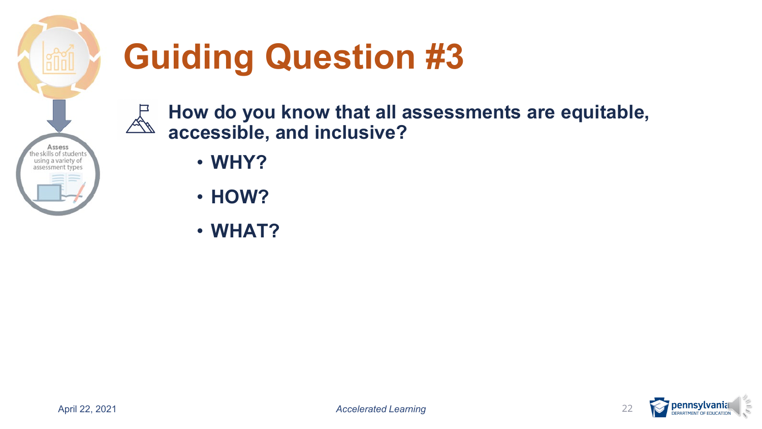# Guiding Question #3

**How do you know that all assessments are equitable, accessible, and inclusive?**

- **WHY?**
- **HOW?**
- **WHAT?**

Assess the skills of students using a variety of assessment types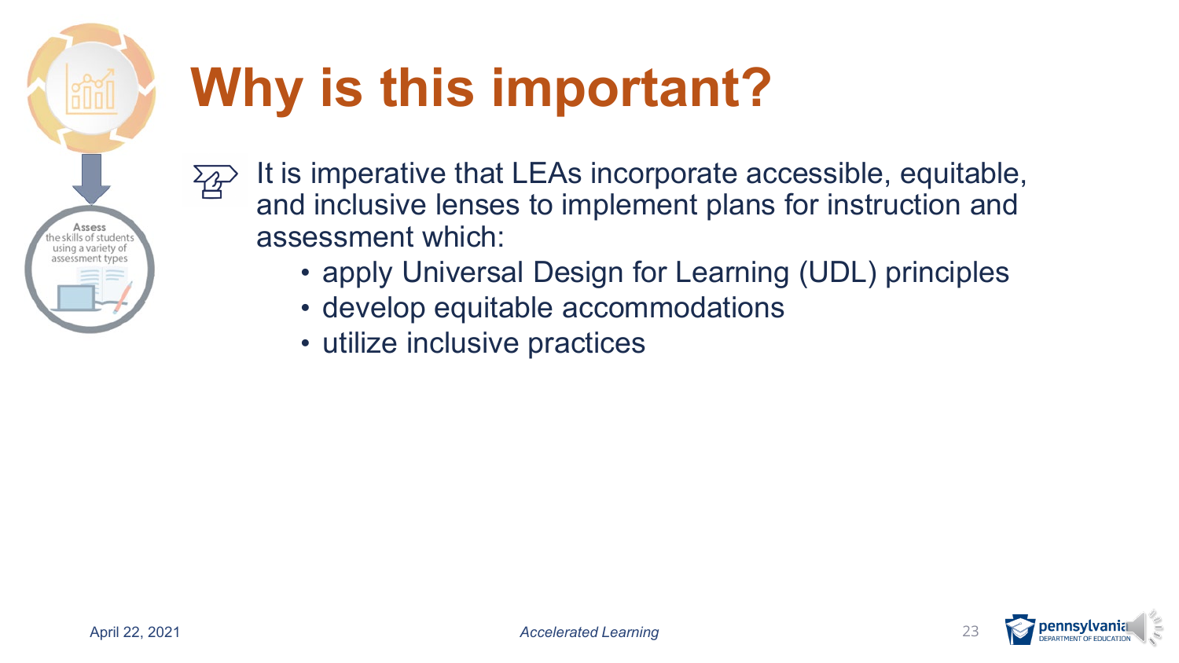# Why is this important?

It is imperative that LEAs incorporate accessible, equitable, and inclusive lenses to implement plans for instruction and assessment which:

- apply Universal Design for Learning (UDL) principles
- develop equitable accommodations
- utilize inclusive practices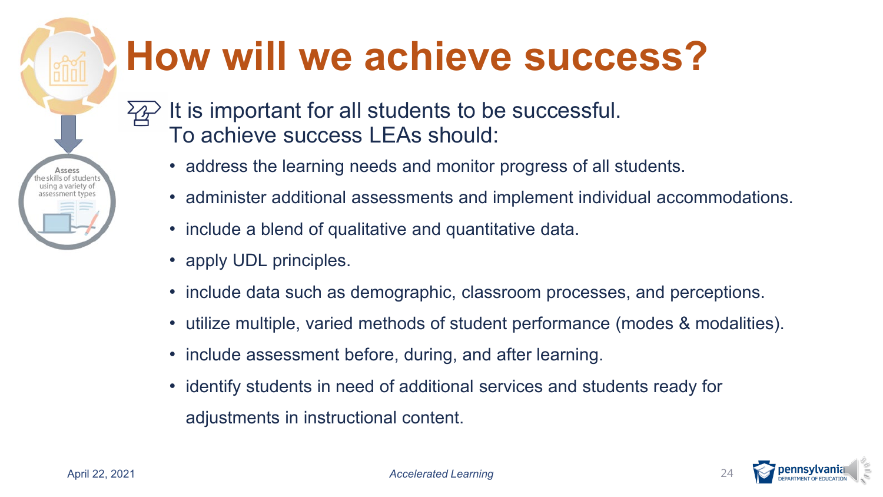# How will we achieve success?

It is important for all students to be successful. To achieve success LEAs should:

- address the learning needs and monitor progress of all students.
- administer additional assessments and implement individual accommodations.
- include a blend of qualitative and quantitative data.
- apply UDL principles.
- include data such as demographic, classroom processes, and perceptions.
- utilize multiple, varied methods of student performance (modes & modalities).
- include assessment before, during, and after learning.
- identify students in need of additional services and students ready for adjustments in instructional content.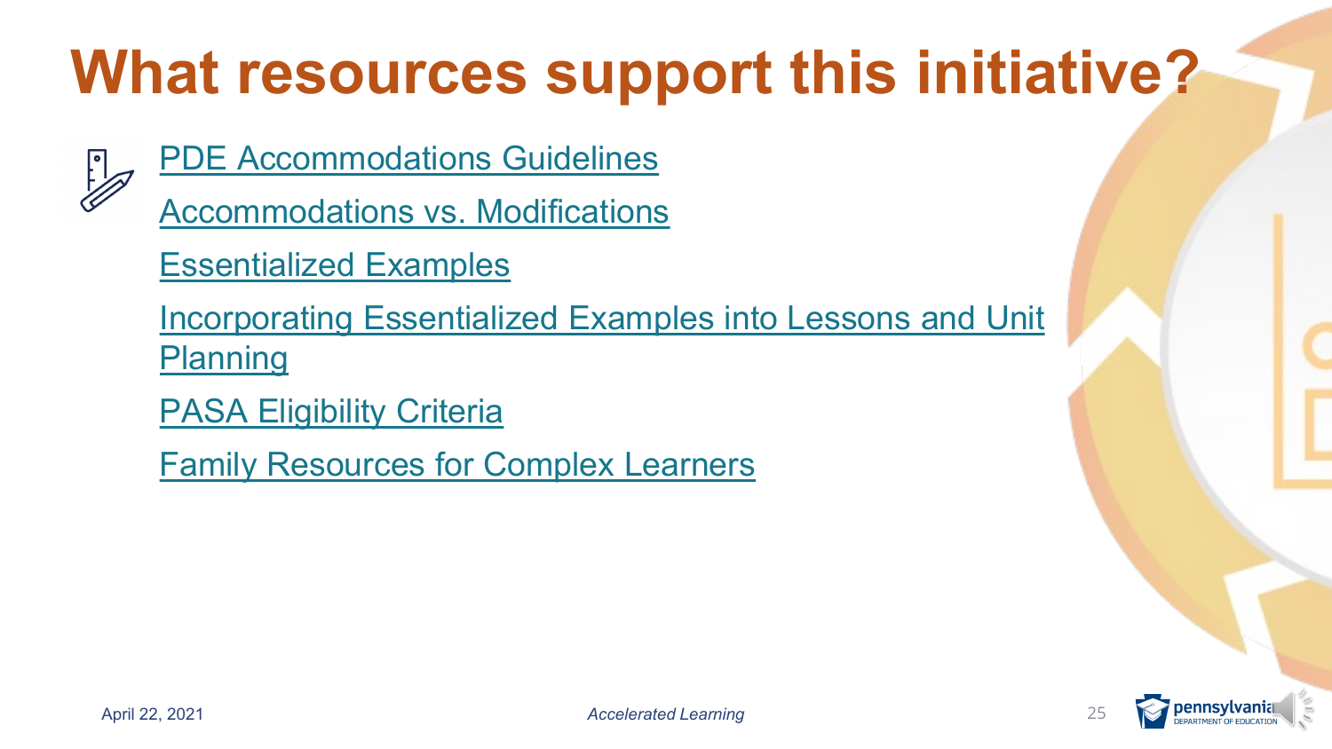# What resources support this initiative?

- PDE Accommodations Guidelines
- Accommodations vs. Modifications
- Essentialized Examples
- Incorporating Essentialized Examples into Lessons and Unit Planning
- PASA Eligibility Criteria
- Family Resources for Complex Learners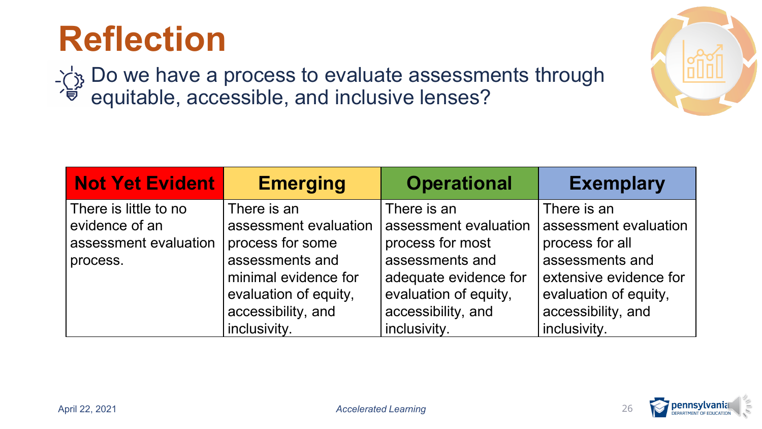# Reflection

Do we have a process to evaluate assessments through equitable, accessible, and inclusive lenses?

| Not Yet Evident | Emerging | Operational | Exemplary |
| --- | --- | --- | --- |
| There is little to no evidence of an assessment evaluation process. | There is an assessment evaluation process for some assessments and minimal evidence for evaluation of equity, accessibility, and inclusivity. | There is an assessment evaluation process for most assessments and adequate evidence for evaluation of equity, accessibility, and inclusivity. | There is an assessment evaluation process for all assessments and extensive evidence for evaluation of equity, accessibility, and inclusivity. |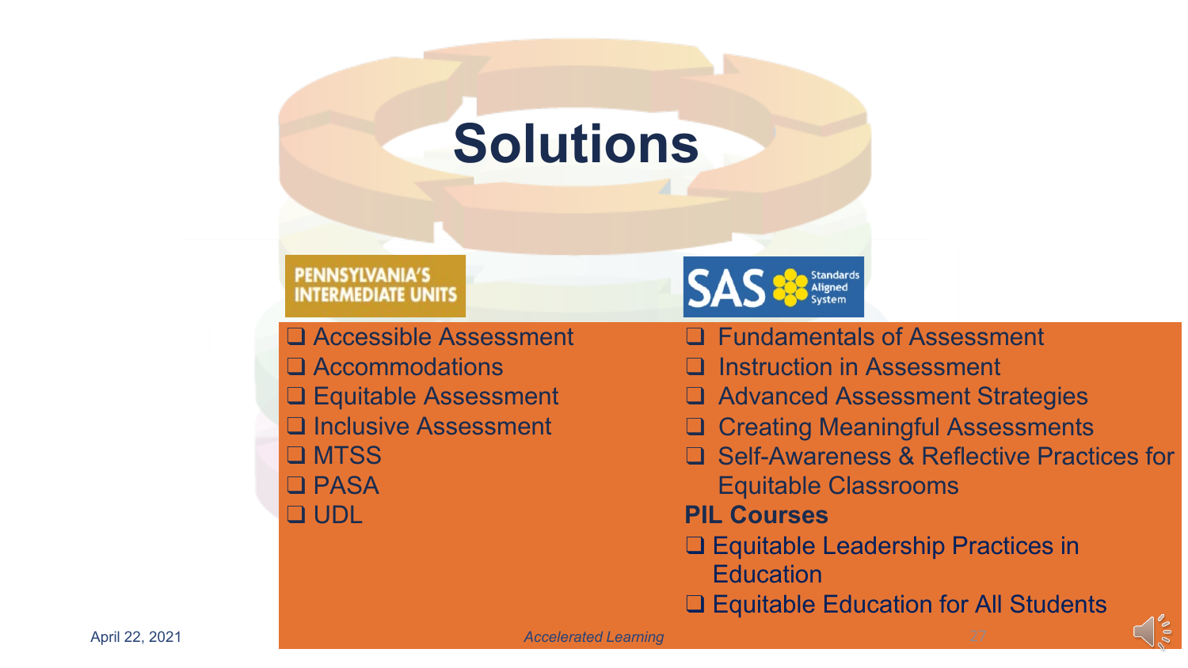# Solutions

PENNSYLVANIA'S INTERMEDIATE UNITS

- ❑ Accessible Assessment
- ❑ Accommodations
- ❑ Equitable Assessment
- ❑ Inclusive Assessment
- ❑ MTSS
- ❑ PASA
- ❑ UDL

SAS Standards Aligned System

- ❑ Fundamentals of Assessment
- ❑ Instruction in Assessment
- ❑ Advanced Assessment Strategies
- ❑ Creating Meaningful Assessments
- ❑ Self-Awareness & Reflective Practices for Equitable Classrooms

**PIL Courses**

- ❑ Equitable Leadership Practices in Education
- ❑ Equitable Education for All Students